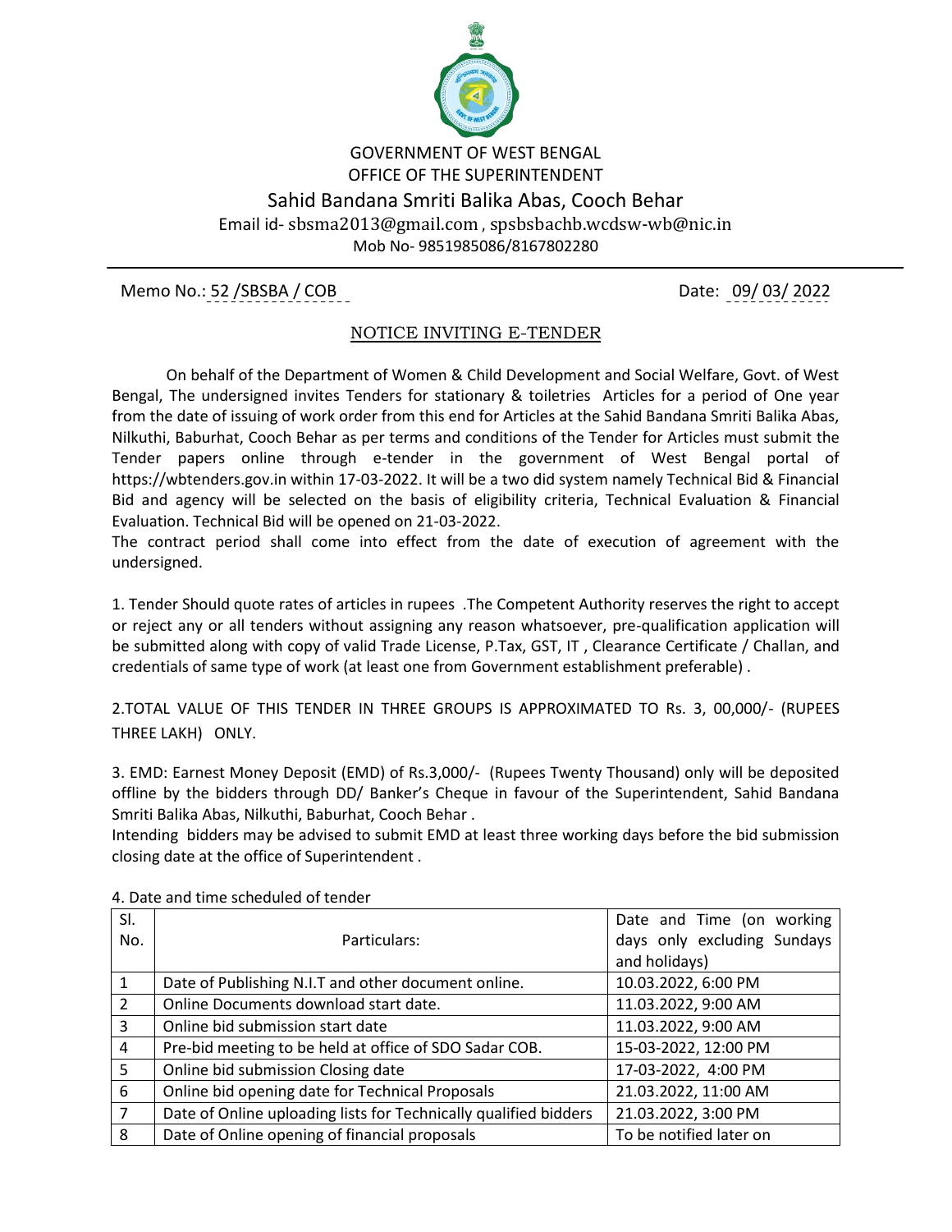GOVERNMENT OF WEST BENGAL

OFFICE OF THE SUPERINTENDENT

# Sahid Bandana Smriti Balika Abas, Cooch Behar

Email id- sbsma2013@gmail.com , spsbsbachb.wcdsw-wb@nic.in

Mob No- 9851985086/8167802280

---

Memo No.: 52 /SBSBA / COB    Date: 09/ 03/ 2022

## NOTICE INVITING E-TENDER

On behalf of the Department of Women & Child Development and Social Welfare, Govt. of West Bengal, The undersigned invites Tenders for stationary & toiletries Articles for a period of One year from the date of issuing of work order from this end for Articles at the Sahid Bandana Smriti Balika Abas, Nilkuthi, Baburhat, Cooch Behar as per terms and conditions of the Tender for Articles must submit the Tender papers online through e-tender in the government of West Bengal portal of https://wbtenders.gov.in within 17-03-2022. It will be a two did system namely Technical Bid & Financial Bid and agency will be selected on the basis of eligibility criteria, Technical Evaluation & Financial Evaluation. Technical Bid will be opened on 21-03-2022.

The contract period shall come into effect from the date of execution of agreement with the undersigned.

1. Tender Should quote rates of articles in rupees .The Competent Authority reserves the right to accept or reject any or all tenders without assigning any reason whatsoever, pre-qualification application will be submitted along with copy of valid Trade License, P.Tax, GST, IT , Clearance Certificate / Challan, and credentials of same type of work (at least one from Government establishment preferable) .

2.TOTAL VALUE OF THIS TENDER IN THREE GROUPS IS APPROXIMATED TO Rs. 3, 00,000/- (RUPEES THREE LAKH) ONLY.

3. EMD: Earnest Money Deposit (EMD) of Rs.3,000/- (Rupees Twenty Thousand) only will be deposited offline by the bidders through DD/ Banker's Cheque in favour of the Superintendent, Sahid Bandana Smriti Balika Abas, Nilkuthi, Baburhat, Cooch Behar .

Intending bidders may be advised to submit EMD at least three working days before the bid submission closing date at the office of Superintendent .

4. Date and time scheduled of tender

| Sl. No. | Particulars: | Date and Time (on working days only excluding Sundays and holidays) |
|---|---|---|
| 1 | Date of Publishing N.I.T and other document online. | 10.03.2022, 6:00 PM |
| 2 | Online Documents download start date. | 11.03.2022, 9:00 AM |
| 3 | Online bid submission start date | 11.03.2022, 9:00 AM |
| 4 | Pre-bid meeting to be held at office of SDO Sadar COB. | 15-03-2022, 12:00 PM |
| 5 | Online bid submission Closing date | 17-03-2022, 4:00 PM |
| 6 | Online bid opening date for Technical Proposals | 21.03.2022, 11:00 AM |
| 7 | Date of Online uploading lists for Technically qualified bidders | 21.03.2022, 3:00 PM |
| 8 | Date of Online opening of financial proposals | To be notified later on |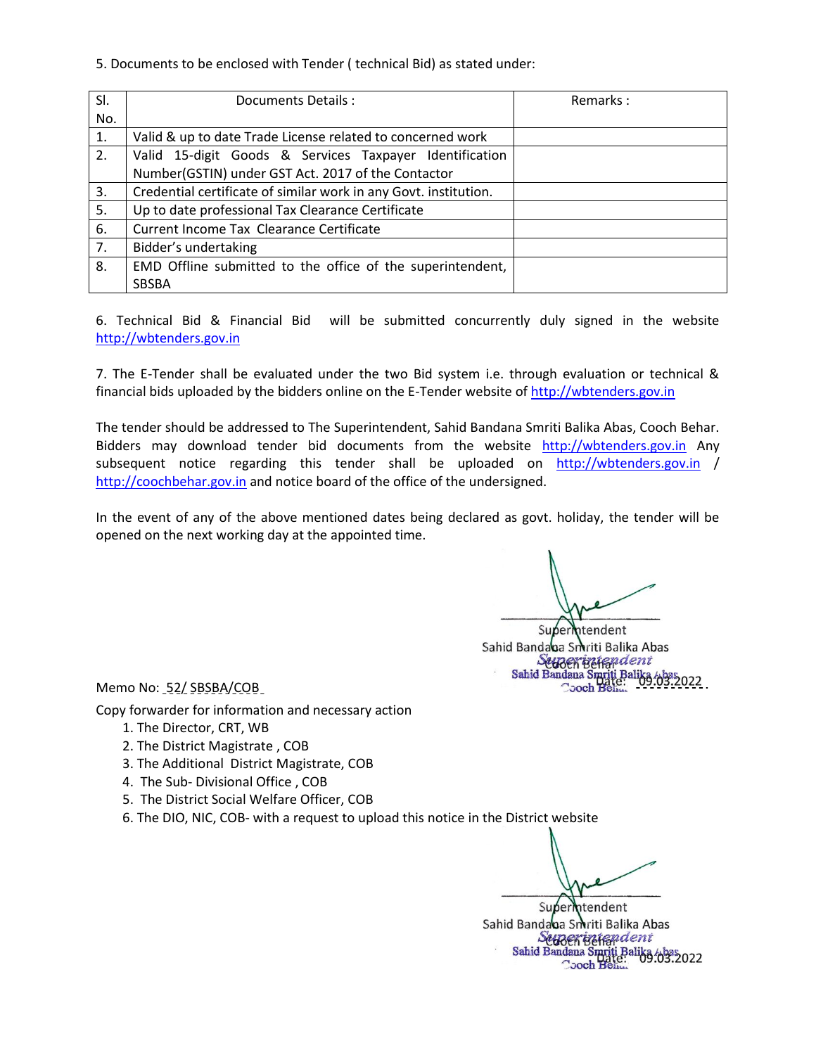5. Documents to be enclosed with Tender ( technical Bid) as stated under:

| Sl. No. | Documents Details : | Remarks : |
|---|---|---|
| 1. | Valid & up to date Trade License related to concerned work | |
| 2. | Valid 15-digit Goods & Services Taxpayer Identification Number(GSTIN) under GST Act. 2017 of the Contactor | |
| 3. | Credential certificate of similar work in any Govt. institution. | |
| 5. | Up to date professional Tax Clearance Certificate | |
| 6. | Current Income Tax Clearance Certificate | |
| 7. | Bidder's undertaking | |
| 8. | EMD Offline submitted to the office of the superintendent, SBSBA | |

6. Technical Bid & Financial Bid will be submitted concurrently duly signed in the website http://wbtenders.gov.in

7. The E-Tender shall be evaluated under the two Bid system i.e. through evaluation or technical & financial bids uploaded by the bidders online on the E-Tender website of http://wbtenders.gov.in

The tender should be addressed to The Superintendent, Sahid Bandana Smriti Balika Abas, Cooch Behar. Bidders may download tender bid documents from the website http://wbtenders.gov.in Any subsequent notice regarding this tender shall be uploaded on http://wbtenders.gov.in / http://coochbehar.gov.in and notice board of the office of the undersigned.

In the event of any of the above mentioned dates being declared as govt. holiday, the tender will be opened on the next working day at the appointed time.

Superintendent
Sahid Bandana Smriti Balika Abas
Cooch Behar

Memo No: 52/ SBSBA/COB

Date: 09.03.2022

Copy forwarder for information and necessary action

1. The Director, CRT, WB
2. The District Magistrate , COB
3. The Additional District Magistrate, COB
4. The Sub- Divisional Office , COB
5. The District Social Welfare Officer, COB
6. The DIO, NIC, COB- with a request to upload this notice in the District website

Superintendent
Sahid Bandana Smriti Balika Abas
Cooch Behar

Date: 09.03.2022